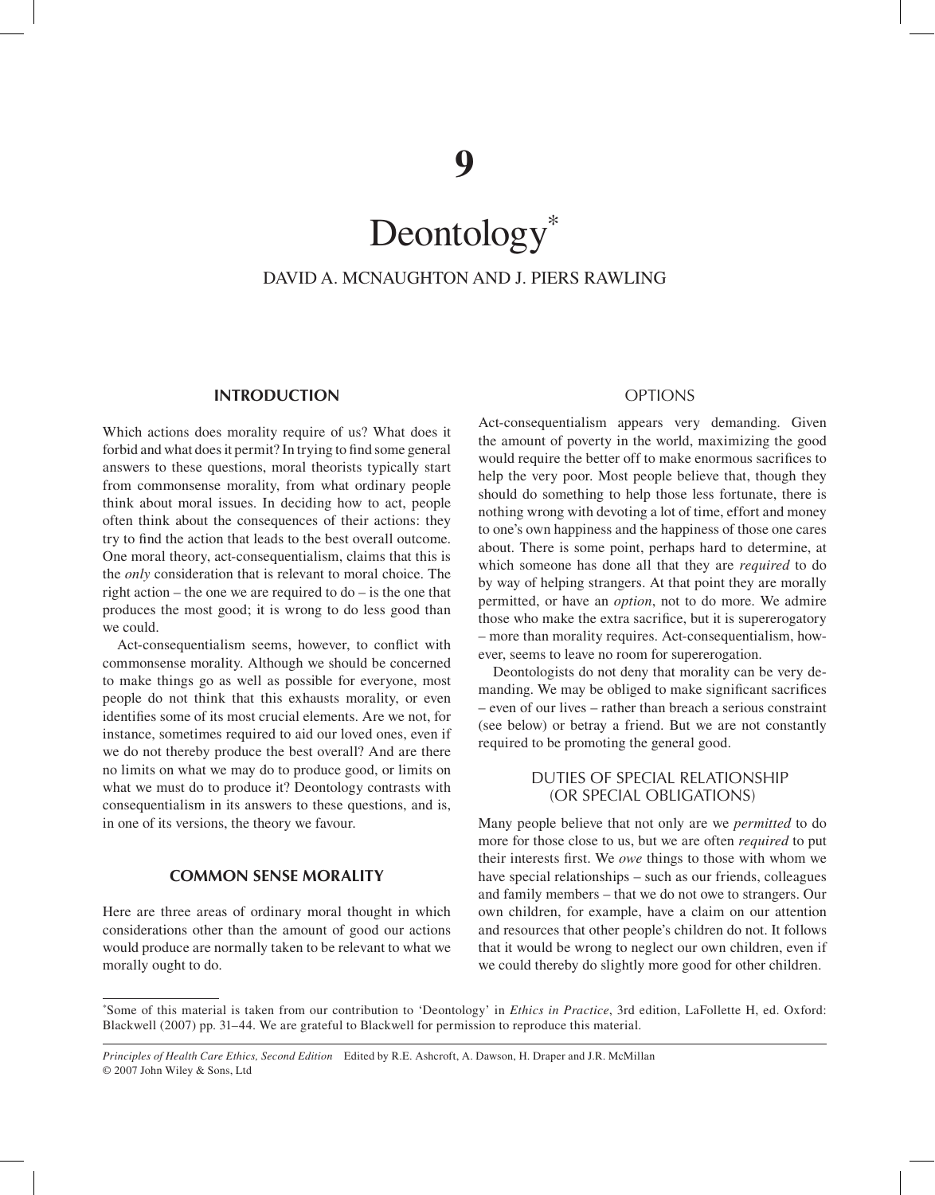# 9

# Deontology*

DAVID A. MCNAUGHTON AND J. PIERS RAWLING

## INTRODUCTION

Which actions does morality require of us? What does it forbid and what does it permit? In trying to find some general answers to these questions, moral theorists typically start from commonsense morality, from what ordinary people think about moral issues. In deciding how to act, people often think about the consequences of their actions: they try to find the action that leads to the best overall outcome. One moral theory, act-consequentialism, claims that this is the *only* consideration that is relevant to moral choice. The right action – the one we are required to do – is the one that produces the most good; it is wrong to do less good than we could.

Act-consequentialism seems, however, to conflict with commonsense morality. Although we should be concerned to make things go as well as possible for everyone, most people do not think that this exhausts morality, or even identifies some of its most crucial elements. Are we not, for instance, sometimes required to aid our loved ones, even if we do not thereby produce the best overall? And are there no limits on what we may do to produce good, or limits on what we must do to produce it? Deontology contrasts with consequentialism in its answers to these questions, and is, in one of its versions, the theory we favour.

## COMMON SENSE MORALITY

Here are three areas of ordinary moral thought in which considerations other than the amount of good our actions would produce are normally taken to be relevant to what we morally ought to do.

### OPTIONS

Act-consequentialism appears very demanding. Given the amount of poverty in the world, maximizing the good would require the better off to make enormous sacrifices to help the very poor. Most people believe that, though they should do something to help those less fortunate, there is nothing wrong with devoting a lot of time, effort and money to one's own happiness and the happiness of those one cares about. There is some point, perhaps hard to determine, at which someone has done all that they are *required* to do by way of helping strangers. At that point they are morally permitted, or have an *option*, not to do more. We admire those who make the extra sacrifice, but it is supererogatory – more than morality requires. Act-consequentialism, however, seems to leave no room for supererogation.

Deontologists do not deny that morality can be very demanding. We may be obliged to make significant sacrifices – even of our lives – rather than breach a serious constraint (see below) or betray a friend. But we are not constantly required to be promoting the general good.

### DUTIES OF SPECIAL RELATIONSHIP (OR SPECIAL OBLIGATIONS)

Many people believe that not only are we *permitted* to do more for those close to us, but we are often *required* to put their interests first. We *owe* things to those with whom we have special relationships – such as our friends, colleagues and family members – that we do not owe to strangers. Our own children, for example, have a claim on our attention and resources that other people's children do not. It follows that it would be wrong to neglect our own children, even if we could thereby do slightly more good for other children.

---

*Some of this material is taken from our contribution to 'Deontology' in *Ethics in Practice*, 3rd edition, LaFollette H, ed. Oxford: Blackwell (2007) pp. 31–44. We are grateful to Blackwell for permission to reproduce this material.

*Principles of Health Care Ethics, Second Edition* Edited by R.E. Ashcroft, A. Dawson, H. Draper and J.R. McMillan
© 2007 John Wiley & Sons, Ltd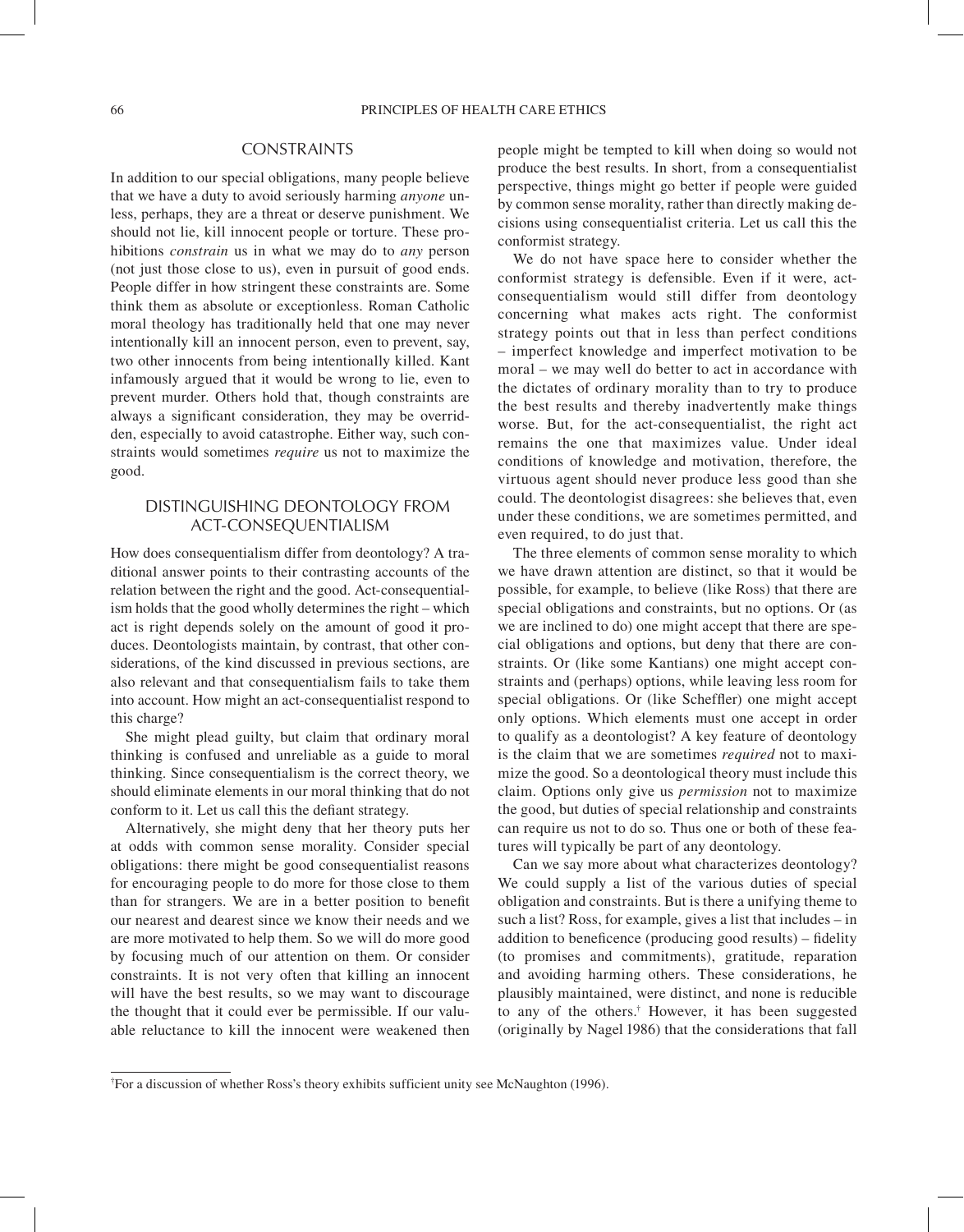## CONSTRAINTS

In addition to our special obligations, many people believe that we have a duty to avoid seriously harming *anyone* unless, perhaps, they are a threat or deserve punishment. We should not lie, kill innocent people or torture. These prohibitions *constrain* us in what we may do to *any* person (not just those close to us), even in pursuit of good ends. People differ in how stringent these constraints are. Some think them as absolute or exceptionless. Roman Catholic moral theology has traditionally held that one may never intentionally kill an innocent person, even to prevent, say, two other innocents from being intentionally killed. Kant infamously argued that it would be wrong to lie, even to prevent murder. Others hold that, though constraints are always a significant consideration, they may be overridden, especially to avoid catastrophe. Either way, such constraints would sometimes *require* us not to maximize the good.

## DISTINGUISHING DEONTOLOGY FROM ACT-CONSEQUENTIALISM

How does consequentialism differ from deontology? A traditional answer points to their contrasting accounts of the relation between the right and the good. Act-consequentialism holds that the good wholly determines the right – which act is right depends solely on the amount of good it produces. Deontologists maintain, by contrast, that other considerations, of the kind discussed in previous sections, are also relevant and that consequentialism fails to take them into account. How might an act-consequentialist respond to this charge?

She might plead guilty, but claim that ordinary moral thinking is confused and unreliable as a guide to moral thinking. Since consequentialism is the correct theory, we should eliminate elements in our moral thinking that do not conform to it. Let us call this the defiant strategy.

Alternatively, she might deny that her theory puts her at odds with common sense morality. Consider special obligations: there might be good consequentialist reasons for encouraging people to do more for those close to them than for strangers. We are in a better position to benefit our nearest and dearest since we know their needs and we are more motivated to help them. So we will do more good by focusing much of our attention on them. Or consider constraints. It is not very often that killing an innocent will have the best results, so we may want to discourage the thought that it could ever be permissible. If our valuable reluctance to kill the innocent were weakened then people might be tempted to kill when doing so would not produce the best results. In short, from a consequentialist perspective, things might go better if people were guided by common sense morality, rather than directly making decisions using consequentialist criteria. Let us call this the conformist strategy.

We do not have space here to consider whether the conformist strategy is defensible. Even if it were, act-consequentialism would still differ from deontology concerning what makes acts right. The conformist strategy points out that in less than perfect conditions – imperfect knowledge and imperfect motivation to be moral – we may well do better to act in accordance with the dictates of ordinary morality than to try to produce the best results and thereby inadvertently make things worse. But, for the act-consequentialist, the right act remains the one that maximizes value. Under ideal conditions of knowledge and motivation, therefore, the virtuous agent should never produce less good than she could. The deontologist disagrees: she believes that, even under these conditions, we are sometimes permitted, and even required, to do just that.

The three elements of common sense morality to which we have drawn attention are distinct, so that it would be possible, for example, to believe (like Ross) that there are special obligations and constraints, but no options. Or (as we are inclined to do) one might accept that there are special obligations and options, but deny that there are constraints. Or (like some Kantians) one might accept constraints and (perhaps) options, while leaving less room for special obligations. Or (like Scheffler) one might accept only options. Which elements must one accept in order to qualify as a deontologist? A key feature of deontology is the claim that we are sometimes *required* not to maximize the good. So a deontological theory must include this claim. Options only give us *permission* not to maximize the good, but duties of special relationship and constraints can require us not to do so. Thus one or both of these features will typically be part of any deontology.

Can we say more about what characterizes deontology? We could supply a list of the various duties of special obligation and constraints. But is there a unifying theme to such a list? Ross, for example, gives a list that includes – in addition to beneficence (producing good results) – fidelity (to promises and commitments), gratitude, reparation and avoiding harming others. These considerations, he plausibly maintained, were distinct, and none is reducible to any of the others.† However, it has been suggested (originally by Nagel 1986) that the considerations that fall

†For a discussion of whether Ross's theory exhibits sufficient unity see McNaughton (1996).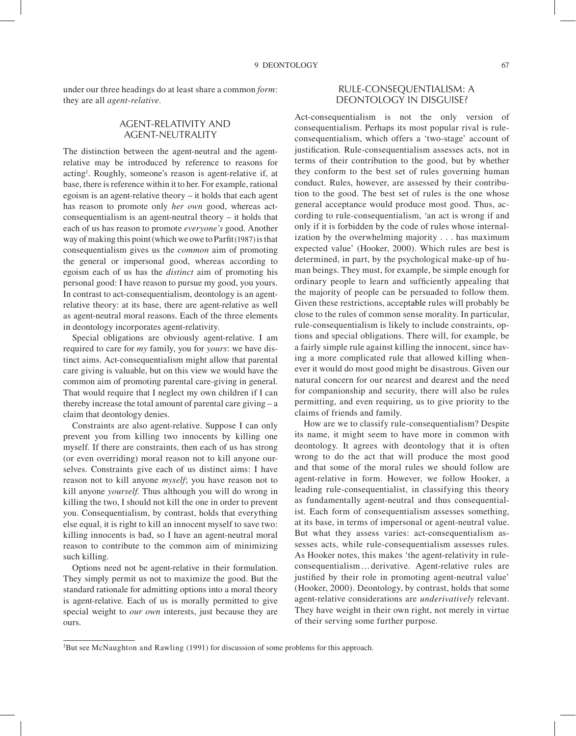under our three headings do at least share a common *form*: they are all *agent-relative*.

## AGENT-RELATIVITY AND AGENT-NEUTRALITY

The distinction between the agent-neutral and the agent-relative may be introduced by reference to reasons for acting[‡]. Roughly, someone's reason is agent-relative if, at base, there is reference within it to her. For example, rational egoism is an agent-relative theory – it holds that each agent has reason to promote only *her own* good, whereas act-consequentialism is an agent-neutral theory – it holds that each of us has reason to promote *everyone's* good. Another way of making this point (which we owe to Parfit (1987) is that consequentialism gives us the *common* aim of promoting the general or impersonal good, whereas according to egoism each of us has the *distinct* aim of promoting his personal good: I have reason to pursue my good, you yours. In contrast to act-consequentialism, deontology is an agent-relative theory: at its base, there are agent-relative as well as agent-neutral moral reasons. Each of the three elements in deontology incorporates agent-relativity.

Special obligations are obviously agent-relative. I am required to care for *my* family, you for *yours*: we have distinct aims. Act-consequentialism might allow that parental care giving is valuable, but on this view we would have the common aim of promoting parental care-giving in general. That would require that I neglect my own children if I can thereby increase the total amount of parental care giving – a claim that deontology denies.

Constraints are also agent-relative. Suppose I can only prevent you from killing two innocents by killing one myself. If there are constraints, then each of us has strong (or even overriding) moral reason not to kill anyone ourselves. Constraints give each of us distinct aims: I have reason not to kill anyone *myself*; you have reason not to kill anyone *yourself.* Thus although you will do wrong in killing the two, I should not kill the one in order to prevent you. Consequentialism, by contrast, holds that everything else equal, it is right to kill an innocent myself to save two: killing innocents is bad, so I have an agent-neutral moral reason to contribute to the common aim of minimizing such killing.

Options need not be agent-relative in their formulation. They simply permit us not to maximize the good. But the standard rationale for admitting options into a moral theory is agent-relative. Each of us is morally permitted to give special weight to *our own* interests, just because they are ours.

## RULE-CONSEQUENTIALISM: A DEONTOLOGY IN DISGUISE?

Act-consequentialism is not the only version of consequentialism. Perhaps its most popular rival is rule-consequentialism, which offers a 'two-stage' account of justification. Rule-consequentialism assesses acts, not in terms of their contribution to the good, but by whether they conform to the best set of rules governing human conduct. Rules, however, are assessed by their contribution to the good. The best set of rules is the one whose general acceptance would produce most good. Thus, according to rule-consequentialism, 'an act is wrong if and only if it is forbidden by the code of rules whose internalization by the overwhelming majority . . . has maximum expected value' (Hooker, 2000). Which rules are best is determined, in part, by the psychological make-up of human beings. They must, for example, be simple enough for ordinary people to learn and sufficiently appealing that the majority of people can be persuaded to follow them. Given these restrictions, acceptable rules will probably be close to the rules of common sense morality. In particular, rule-consequentialism is likely to include constraints, options and special obligations. There will, for example, be a fairly simple rule against killing the innocent, since having a more complicated rule that allowed killing whenever it would do most good might be disastrous. Given our natural concern for our nearest and dearest and the need for companionship and security, there will also be rules permitting, and even requiring, us to give priority to the claims of friends and family.

How are we to classify rule-consequentialism? Despite its name, it might seem to have more in common with deontology. It agrees with deontology that it is often wrong to do the act that will produce the most good and that some of the moral rules we should follow are agent-relative in form. However, we follow Hooker, a leading rule-consequentialist, in classifying this theory as fundamentally agent-neutral and thus consequentialist. Each form of consequentialism assesses something, at its base, in terms of impersonal or agent-neutral value. But what they assess varies: act-consequentialism assesses acts, while rule-consequentialism assesses rules. As Hooker notes, this makes 'the agent-relativity in rule-consequentialism… derivative. Agent-relative rules are justified by their role in promoting agent-neutral value' (Hooker, 2000). Deontology, by contrast, holds that some agent-relative considerations are *underivatively* relevant. They have weight in their own right, not merely in virtue of their serving some further purpose.

[‡]But see McNaughton and Rawling (1991) for discussion of some problems for this approach.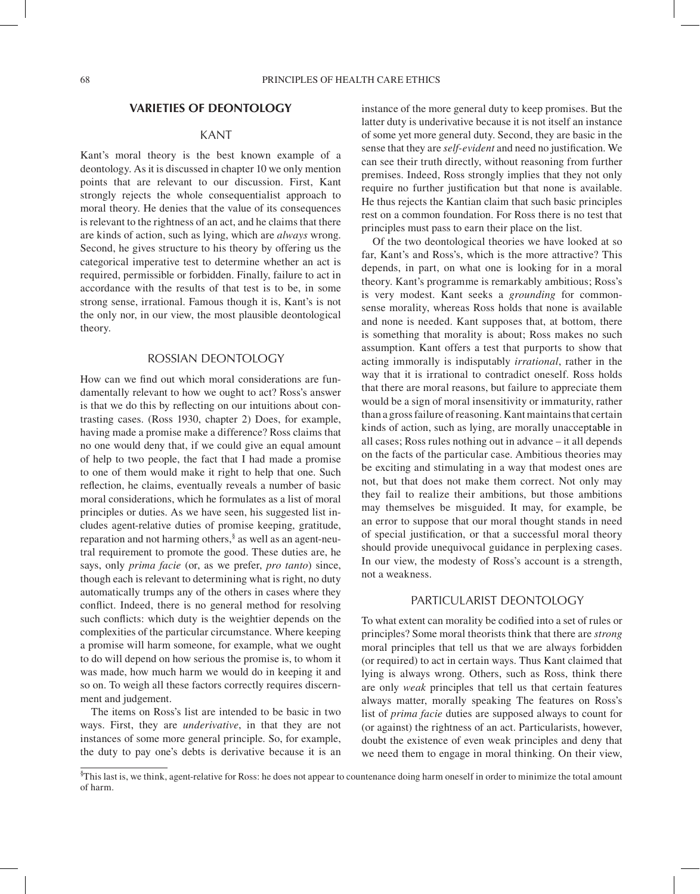## VARIETIES OF DEONTOLOGY

### KANT

Kant's moral theory is the best known example of a deontology. As it is discussed in chapter 10 we only mention points that are relevant to our discussion. First, Kant strongly rejects the whole consequentialist approach to moral theory. He denies that the value of its consequences is relevant to the rightness of an act, and he claims that there are kinds of action, such as lying, which are *always* wrong. Second, he gives structure to his theory by offering us the categorical imperative test to determine whether an act is required, permissible or forbidden. Finally, failure to act in accordance with the results of that test is to be, in some strong sense, irrational. Famous though it is, Kant's is not the only nor, in our view, the most plausible deontological theory.

### ROSSIAN DEONTOLOGY

How can we find out which moral considerations are fundamentally relevant to how we ought to act? Ross's answer is that we do this by reflecting on our intuitions about contrasting cases. (Ross 1930, chapter 2) Does, for example, having made a promise make a difference? Ross claims that no one would deny that, if we could give an equal amount of help to two people, the fact that I had made a promise to one of them would make it right to help that one. Such reflection, he claims, eventually reveals a number of basic moral considerations, which he formulates as a list of moral principles or duties. As we have seen, his suggested list includes agent-relative duties of promise keeping, gratitude, reparation and not harming others,[§] as well as an agent-neutral requirement to promote the good. These duties are, he says, only *prima facie* (or, as we prefer, *pro tanto*) since, though each is relevant to determining what is right, no duty automatically trumps any of the others in cases where they conflict. Indeed, there is no general method for resolving such conflicts: which duty is the weightier depends on the complexities of the particular circumstance. Where keeping a promise will harm someone, for example, what we ought to do will depend on how serious the promise is, to whom it was made, how much harm we would do in keeping it and so on. To weigh all these factors correctly requires discernment and judgement.

The items on Ross's list are intended to be basic in two ways. First, they are *underivative*, in that they are not instances of some more general principle. So, for example, the duty to pay one's debts is derivative because it is an instance of the more general duty to keep promises. But the latter duty is underivative because it is not itself an instance of some yet more general duty. Second, they are basic in the sense that they are *self-evident* and need no justification. We can see their truth directly, without reasoning from further premises. Indeed, Ross strongly implies that they not only require no further justification but that none is available. He thus rejects the Kantian claim that such basic principles rest on a common foundation. For Ross there is no test that principles must pass to earn their place on the list.

Of the two deontological theories we have looked at so far, Kant's and Ross's, which is the more attractive? This depends, in part, on what one is looking for in a moral theory. Kant's programme is remarkably ambitious; Ross's is very modest. Kant seeks a *grounding* for commonsense morality, whereas Ross holds that none is available and none is needed. Kant supposes that, at bottom, there is something that morality is about; Ross makes no such assumption. Kant offers a test that purports to show that acting immorally is indisputably *irrational*, rather in the way that it is irrational to contradict oneself. Ross holds that there are moral reasons, but failure to appreciate them would be a sign of moral insensitivity or immaturity, rather than a gross failure of reasoning. Kant maintains that certain kinds of action, such as lying, are morally unacceptable in all cases; Ross rules nothing out in advance – it all depends on the facts of the particular case. Ambitious theories may be exciting and stimulating in a way that modest ones are not, but that does not make them correct. Not only may they fail to realize their ambitions, but those ambitions may themselves be misguided. It may, for example, be an error to suppose that our moral thought stands in need of special justification, or that a successful moral theory should provide unequivocal guidance in perplexing cases. In our view, the modesty of Ross's account is a strength, not a weakness.

### PARTICULARIST DEONTOLOGY

To what extent can morality be codified into a set of rules or principles? Some moral theorists think that there are *strong* moral principles that tell us that we are always forbidden (or required) to act in certain ways. Thus Kant claimed that lying is always wrong. Others, such as Ross, think there are only *weak* principles that tell us that certain features always matter, morally speaking The features on Ross's list of *prima facie* duties are supposed always to count for (or against) the rightness of an act. Particularists, however, doubt the existence of even weak principles and deny that we need them to engage in moral thinking. On their view,

[§]This last is, we think, agent-relative for Ross: he does not appear to countenance doing harm oneself in order to minimize the total amount of harm.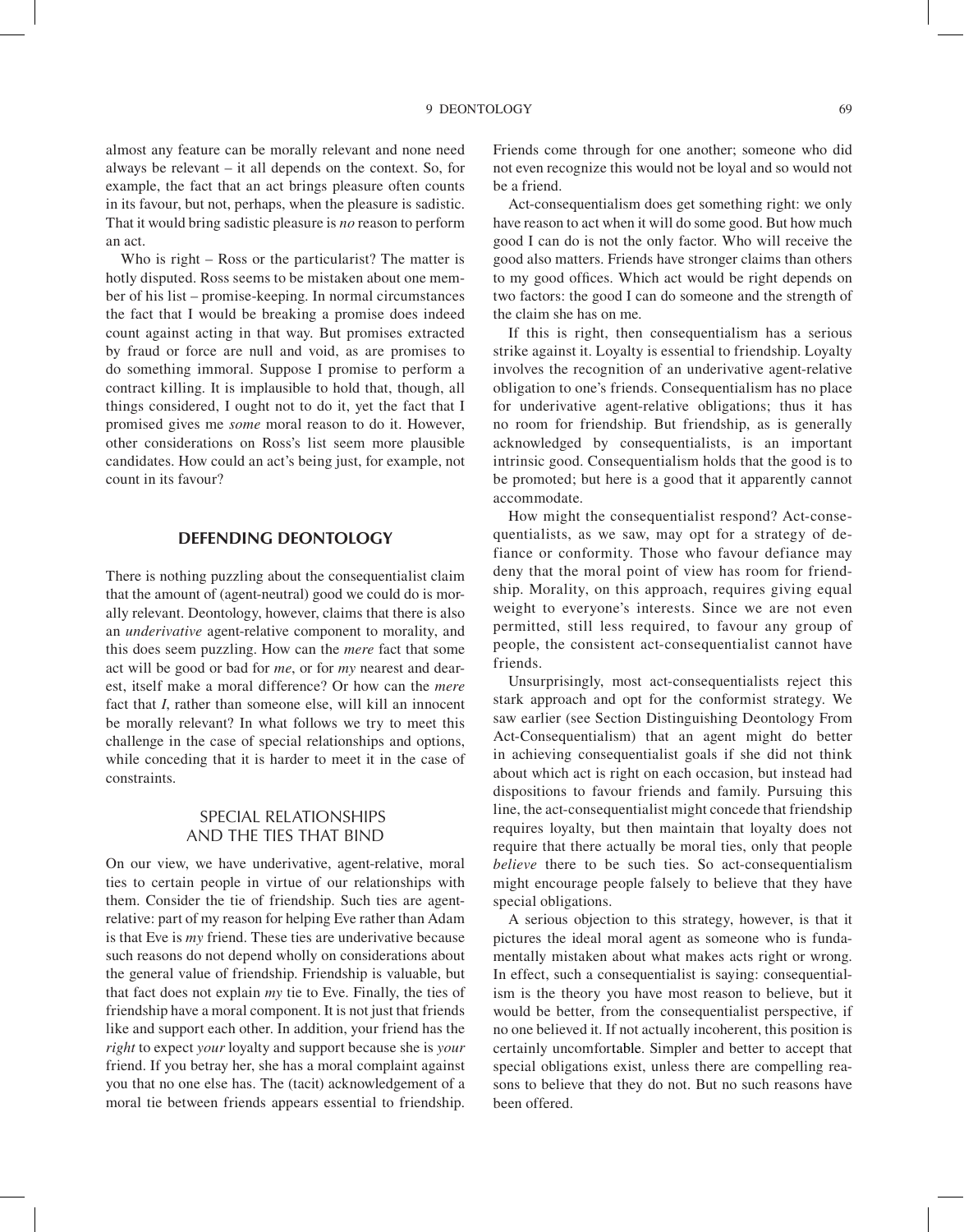almost any feature can be morally relevant and none need always be relevant – it all depends on the context. So, for example, the fact that an act brings pleasure often counts in its favour, but not, perhaps, when the pleasure is sadistic. That it would bring sadistic pleasure is *no* reason to perform an act.

Who is right – Ross or the particularist? The matter is hotly disputed. Ross seems to be mistaken about one member of his list – promise-keeping. In normal circumstances the fact that I would be breaking a promise does indeed count against acting in that way. But promises extracted by fraud or force are null and void, as are promises to do something immoral. Suppose I promise to perform a contract killing. It is implausible to hold that, though, all things considered, I ought not to do it, yet the fact that I promised gives me *some* moral reason to do it. However, other considerations on Ross's list seem more plausible candidates. How could an act's being just, for example, not count in its favour?

## DEFENDING DEONTOLOGY

There is nothing puzzling about the consequentialist claim that the amount of (agent-neutral) good we could do is morally relevant. Deontology, however, claims that there is also an *underivative* agent-relative component to morality, and this does seem puzzling. How can the *mere* fact that some act will be good or bad for *me*, or for *my* nearest and dearest, itself make a moral difference? Or how can the *mere* fact that *I*, rather than someone else, will kill an innocent be morally relevant? In what follows we try to meet this challenge in the case of special relationships and options, while conceding that it is harder to meet it in the case of constraints.

### SPECIAL RELATIONSHIPS AND THE TIES THAT BIND

On our view, we have underivative, agent-relative, moral ties to certain people in virtue of our relationships with them. Consider the tie of friendship. Such ties are agent-relative: part of my reason for helping Eve rather than Adam is that Eve is *my* friend. These ties are underivative because such reasons do not depend wholly on considerations about the general value of friendship. Friendship is valuable, but that fact does not explain *my* tie to Eve. Finally, the ties of friendship have a moral component. It is not just that friends like and support each other. In addition, your friend has the *right* to expect *your* loyalty and support because she is *your* friend. If you betray her, she has a moral complaint against you that no one else has. The (tacit) acknowledgement of a moral tie between friends appears essential to friendship. Friends come through for one another; someone who did not even recognize this would not be loyal and so would not be a friend.

Act-consequentialism does get something right: we only have reason to act when it will do some good. But how much good I can do is not the only factor. Who will receive the good also matters. Friends have stronger claims than others to my good offices. Which act would be right depends on two factors: the good I can do someone and the strength of the claim she has on me.

If this is right, then consequentialism has a serious strike against it. Loyalty is essential to friendship. Loyalty involves the recognition of an underivative agent-relative obligation to one's friends. Consequentialism has no place for underivative agent-relative obligations; thus it has no room for friendship. But friendship, as is generally acknowledged by consequentialists, is an important intrinsic good. Consequentialism holds that the good is to be promoted; but here is a good that it apparently cannot accommodate.

How might the consequentialist respond? Act-consequentialists, as we saw, may opt for a strategy of defiance or conformity. Those who favour defiance may deny that the moral point of view has room for friendship. Morality, on this approach, requires giving equal weight to everyone's interests. Since we are not even permitted, still less required, to favour any group of people, the consistent act-consequentialist cannot have friends.

Unsurprisingly, most act-consequentialists reject this stark approach and opt for the conformist strategy. We saw earlier (see Section Distinguishing Deontology From Act-Consequentialism) that an agent might do better in achieving consequentialist goals if she did not think about which act is right on each occasion, but instead had dispositions to favour friends and family. Pursuing this line, the act-consequentialist might concede that friendship requires loyalty, but then maintain that loyalty does not require that there actually be moral ties, only that people *believe* there to be such ties. So act-consequentialism might encourage people falsely to believe that they have special obligations.

A serious objection to this strategy, however, is that it pictures the ideal moral agent as someone who is fundamentally mistaken about what makes acts right or wrong. In effect, such a consequentialist is saying: consequentialism is the theory you have most reason to believe, but it would be better, from the consequentialist perspective, if no one believed it. If not actually incoherent, this position is certainly uncomfortable. Simpler and better to accept that special obligations exist, unless there are compelling reasons to believe that they do not. But no such reasons have been offered.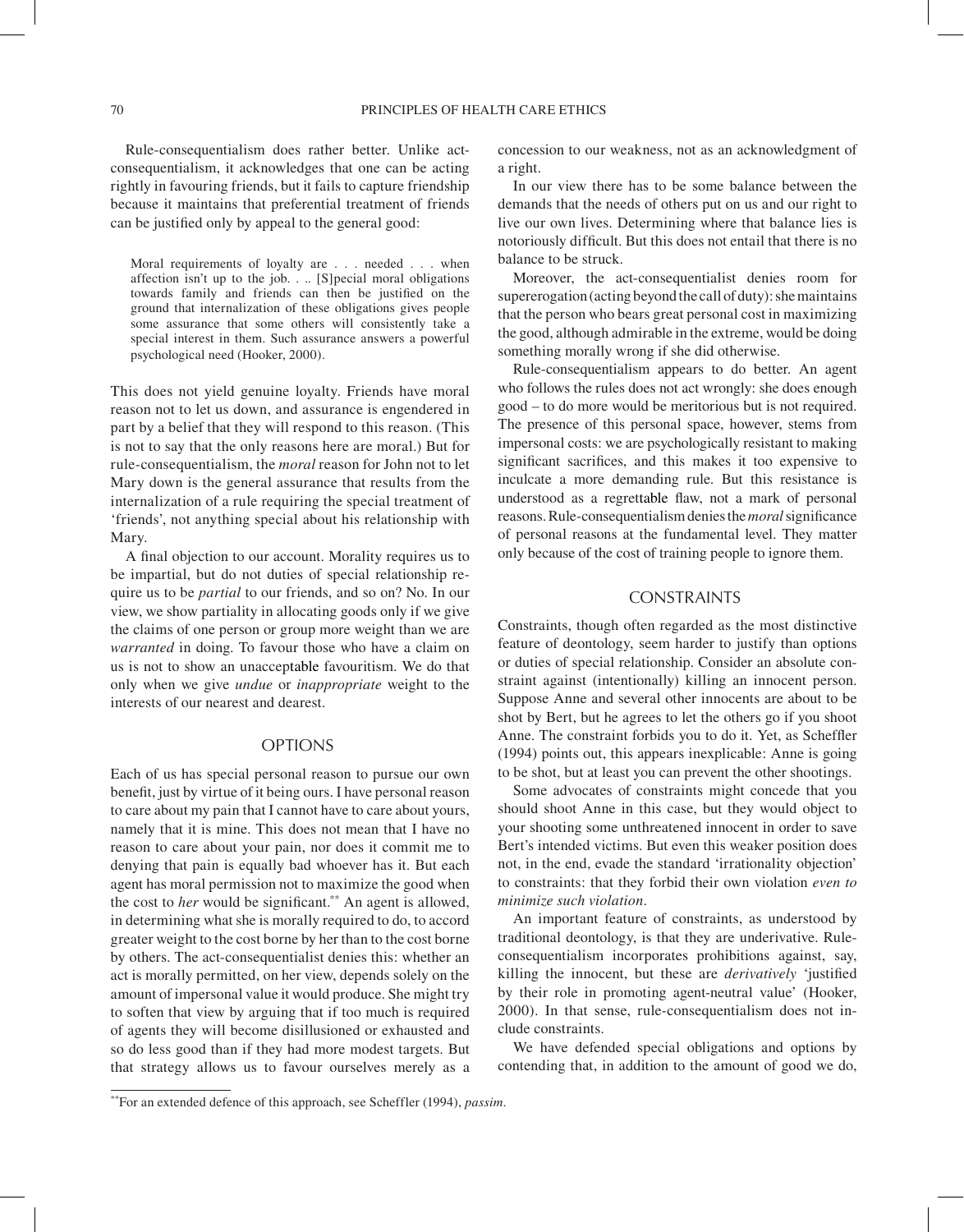Rule-consequentialism does rather better. Unlike act-consequentialism, it acknowledges that one can be acting rightly in favouring friends, but it fails to capture friendship because it maintains that preferential treatment of friends can be justified only by appeal to the general good:

> Moral requirements of loyalty are . . . needed . . . when affection isn't up to the job. . .. [S]pecial moral obligations towards family and friends can then be justified on the ground that internalization of these obligations gives people some assurance that some others will consistently take a special interest in them. Such assurance answers a powerful psychological need (Hooker, 2000).

This does not yield genuine loyalty. Friends have moral reason not to let us down, and assurance is engendered in part by a belief that they will respond to this reason. (This is not to say that the only reasons here are moral.) But for rule-consequentialism, the *moral* reason for John not to let Mary down is the general assurance that results from the internalization of a rule requiring the special treatment of 'friends', not anything special about his relationship with Mary.

A final objection to our account. Morality requires us to be impartial, but do not duties of special relationship require us to be *partial* to our friends, and so on? No. In our view, we show partiality in allocating goods only if we give the claims of one person or group more weight than we are *warranted* in doing. To favour those who have a claim on us is not to show an unacceptable favouritism. We do that only when we give *undue* or *inappropriate* weight to the interests of our nearest and dearest.

## OPTIONS

Each of us has special personal reason to pursue our own benefit, just by virtue of it being ours. I have personal reason to care about my pain that I cannot have to care about yours, namely that it is mine. This does not mean that I have no reason to care about your pain, nor does it commit me to denying that pain is equally bad whoever has it. But each agent has moral permission not to maximize the good when the cost to *her* would be significant.** An agent is allowed, in determining what she is morally required to do, to accord greater weight to the cost borne by her than to the cost borne by others. The act-consequentialist denies this: whether an act is morally permitted, on her view, depends solely on the amount of impersonal value it would produce. She might try to soften that view by arguing that if too much is required of agents they will become disillusioned or exhausted and so do less good than if they had more modest targets. But that strategy allows us to favour ourselves merely as a concession to our weakness, not as an acknowledgment of a right.

In our view there has to be some balance between the demands that the needs of others put on us and our right to live our own lives. Determining where that balance lies is notoriously difficult. But this does not entail that there is no balance to be struck.

Moreover, the act-consequentialist denies room for supererogation (acting beyond the call of duty): she maintains that the person who bears great personal cost in maximizing the good, although admirable in the extreme, would be doing something morally wrong if she did otherwise.

Rule-consequentialism appears to do better. An agent who follows the rules does not act wrongly: she does enough good – to do more would be meritorious but is not required. The presence of this personal space, however, stems from impersonal costs: we are psychologically resistant to making significant sacrifices, and this makes it too expensive to inculcate a more demanding rule. But this resistance is understood as a regrettable flaw, not a mark of personal reasons. Rule-consequentialism denies the *moral* significance of personal reasons at the fundamental level. They matter only because of the cost of training people to ignore them.

## CONSTRAINTS

Constraints, though often regarded as the most distinctive feature of deontology, seem harder to justify than options or duties of special relationship. Consider an absolute constraint against (intentionally) killing an innocent person. Suppose Anne and several other innocents are about to be shot by Bert, but he agrees to let the others go if you shoot Anne. The constraint forbids you to do it. Yet, as Scheffler (1994) points out, this appears inexplicable: Anne is going to be shot, but at least you can prevent the other shootings.

Some advocates of constraints might concede that you should shoot Anne in this case, but they would object to your shooting some unthreatened innocent in order to save Bert's intended victims. But even this weaker position does not, in the end, evade the standard 'irrationality objection' to constraints: that they forbid their own violation *even to minimize such violation*.

An important feature of constraints, as understood by traditional deontology, is that they are underivative. Rule-consequentialism incorporates prohibitions against, say, killing the innocent, but these are *derivatively* 'justified by their role in promoting agent-neutral value' (Hooker, 2000). In that sense, rule-consequentialism does not include constraints.

We have defended special obligations and options by contending that, in addition to the amount of good we do,

---

**For an extended defence of this approach, see Scheffler (1994), *passim*.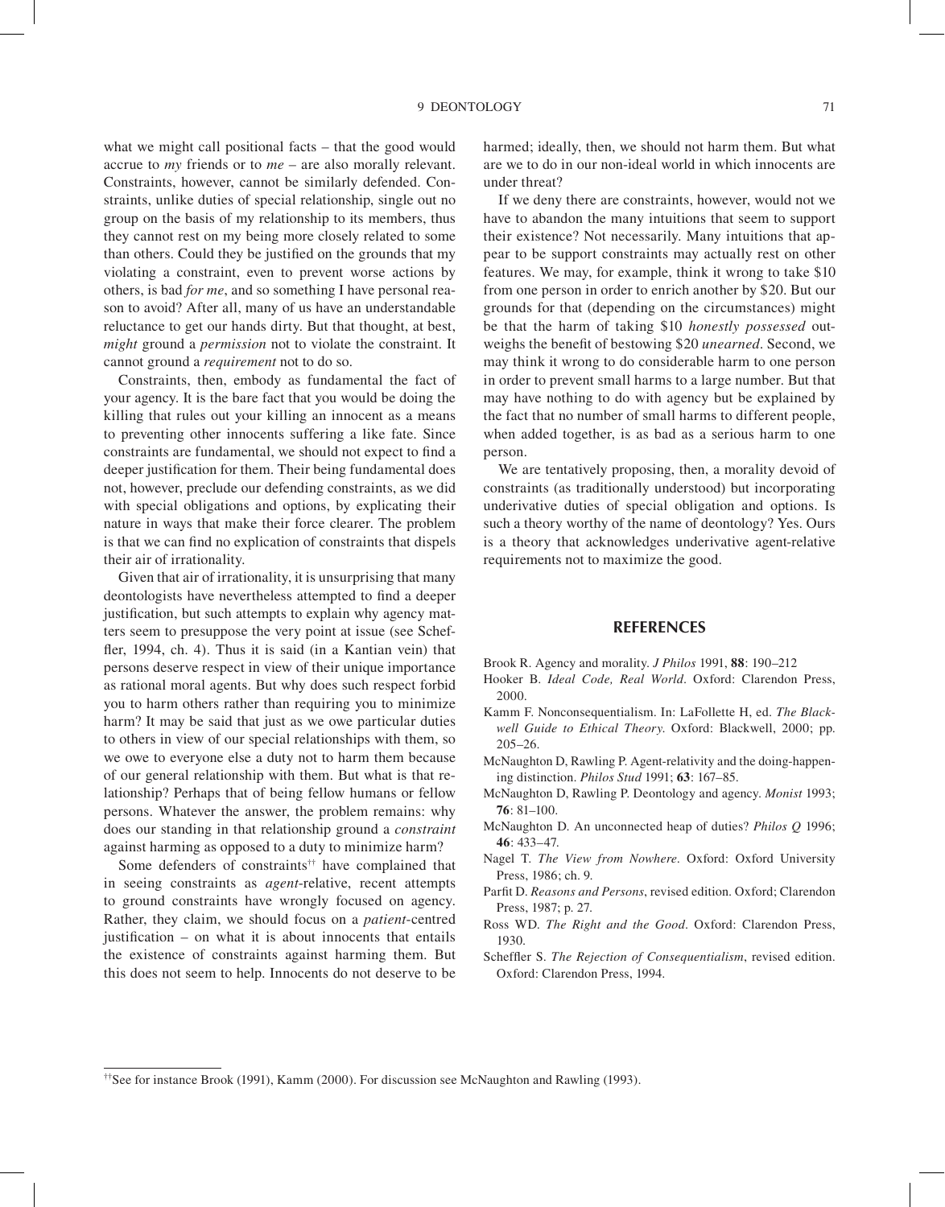what we might call positional facts – that the good would accrue to *my* friends or to *me* – are also morally relevant. Constraints, however, cannot be similarly defended. Constraints, unlike duties of special relationship, single out no group on the basis of my relationship to its members, thus they cannot rest on my being more closely related to some than others. Could they be justified on the grounds that my violating a constraint, even to prevent worse actions by others, is bad *for me*, and so something I have personal reason to avoid? After all, many of us have an understandable reluctance to get our hands dirty. But that thought, at best, *might* ground a *permission* not to violate the constraint. It cannot ground a *requirement* not to do so.

Constraints, then, embody as fundamental the fact of your agency. It is the bare fact that you would be doing the killing that rules out your killing an innocent as a means to preventing other innocents suffering a like fate. Since constraints are fundamental, we should not expect to find a deeper justification for them. Their being fundamental does not, however, preclude our defending constraints, as we did with special obligations and options, by explicating their nature in ways that make their force clearer. The problem is that we can find no explication of constraints that dispels their air of irrationality.

Given that air of irrationality, it is unsurprising that many deontologists have nevertheless attempted to find a deeper justification, but such attempts to explain why agency matters seem to presuppose the very point at issue (see Scheffler, 1994, ch. 4). Thus it is said (in a Kantian vein) that persons deserve respect in view of their unique importance as rational moral agents. But why does such respect forbid you to harm others rather than requiring you to minimize harm? It may be said that just as we owe particular duties to others in view of our special relationships with them, so we owe to everyone else a duty not to harm them because of our general relationship with them. But what is that relationship? Perhaps that of being fellow humans or fellow persons. Whatever the answer, the problem remains: why does our standing in that relationship ground a *constraint* against harming as opposed to a duty to minimize harm?

Some defenders of constraints[††] have complained that in seeing constraints as *agent*-relative, recent attempts to ground constraints have wrongly focused on agency. Rather, they claim, we should focus on a *patient*-centred justification – on what it is about innocents that entails the existence of constraints against harming them. But this does not seem to help. Innocents do not deserve to be harmed; ideally, then, we should not harm them. But what are we to do in our non-ideal world in which innocents are under threat?

If we deny there are constraints, however, would not we have to abandon the many intuitions that seem to support their existence? Not necessarily. Many intuitions that appear to be support constraints may actually rest on other features. We may, for example, think it wrong to take \$10 from one person in order to enrich another by \$20. But our grounds for that (depending on the circumstances) might be that the harm of taking \$10 *honestly possessed* outweighs the benefit of bestowing \$20 *unearned*. Second, we may think it wrong to do considerable harm to one person in order to prevent small harms to a large number. But that may have nothing to do with agency but be explained by the fact that no number of small harms to different people, when added together, is as bad as a serious harm to one person.

We are tentatively proposing, then, a morality devoid of constraints (as traditionally understood) but incorporating underivative duties of special obligation and options. Is such a theory worthy of the name of deontology? Yes. Ours is a theory that acknowledges underivative agent-relative requirements not to maximize the good.

## REFERENCES

Brook R. Agency and morality. *J Philos* 1991, **88**: 190–212

Hooker B. *Ideal Code, Real World*. Oxford: Clarendon Press, 2000.

Kamm F. Nonconsequentialism. In: LaFollette H, ed. *The Blackwell Guide to Ethical Theory*. Oxford: Blackwell, 2000; pp. 205–26.

McNaughton D, Rawling P. Agent-relativity and the doing-happening distinction. *Philos Stud* 1991; **63**: 167–85.

McNaughton D, Rawling P. Deontology and agency. *Monist* 1993; **76**: 81–100.

McNaughton D. An unconnected heap of duties? *Philos Q* 1996; **46**: 433–47.

Nagel T. *The View from Nowhere*. Oxford: Oxford University Press, 1986; ch. 9.

Parfit D. *Reasons and Persons*, revised edition. Oxford; Clarendon Press, 1987; p. 27.

Ross WD. *The Right and the Good*. Oxford: Clarendon Press, 1930.

Scheffler S. *The Rejection of Consequentialism*, revised edition. Oxford: Clarendon Press, 1994.

[††] See for instance Brook (1991), Kamm (2000). For discussion see McNaughton and Rawling (1993).